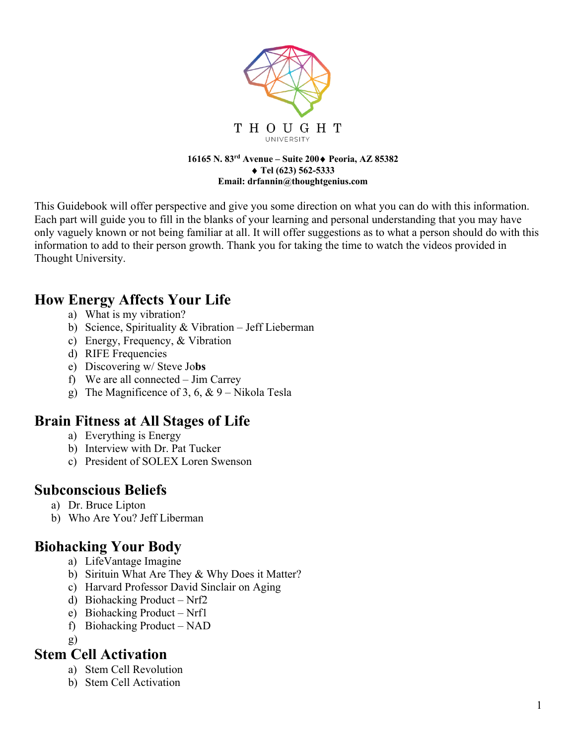THOUGHT

UNIVERSITY

**16165 N. 83rd Avenue – Suite 200♦ Peoria, AZ 85382**
**♦ Tel (623) 562-5333**
**Email: drfannin@thoughtgenius.com**

This Guidebook will offer perspective and give you some direction on what you can do with this information. Each part will guide you to fill in the blanks of your learning and personal understanding that you may have only vaguely known or not being familiar at all. It will offer suggestions as to what a person should do with this information to add to their person growth. Thank you for taking the time to watch the videos provided in Thought University.

## How Energy Affects Your Life

a) What is my vibration?
b) Science, Spirituality & Vibration – Jeff Lieberman
c) Energy, Frequency, & Vibration
d) RIFE Frequencies
e) Discovering w/ Steve Jo**bs**
f) We are all connected – Jim Carrey
g) The Magnificence of 3, 6, & 9 – Nikola Tesla

## Brain Fitness at All Stages of Life

a) Everything is Energy
b) Interview with Dr. Pat Tucker
c) President of SOLEX Loren Swenson

## Subconscious Beliefs

a) Dr. Bruce Lipton
b) Who Are You? Jeff Liberman

## Biohacking Your Body

a) LifeVantage Imagine
b) Sirituin What Are They & Why Does it Matter?
c) Harvard Professor David Sinclair on Aging
d) Biohacking Product – Nrf2
e) Biohacking Product – Nrf1
f) Biohacking Product – NAD
g)

## Stem Cell Activation

a) Stem Cell Revolution
b) Stem Cell Activation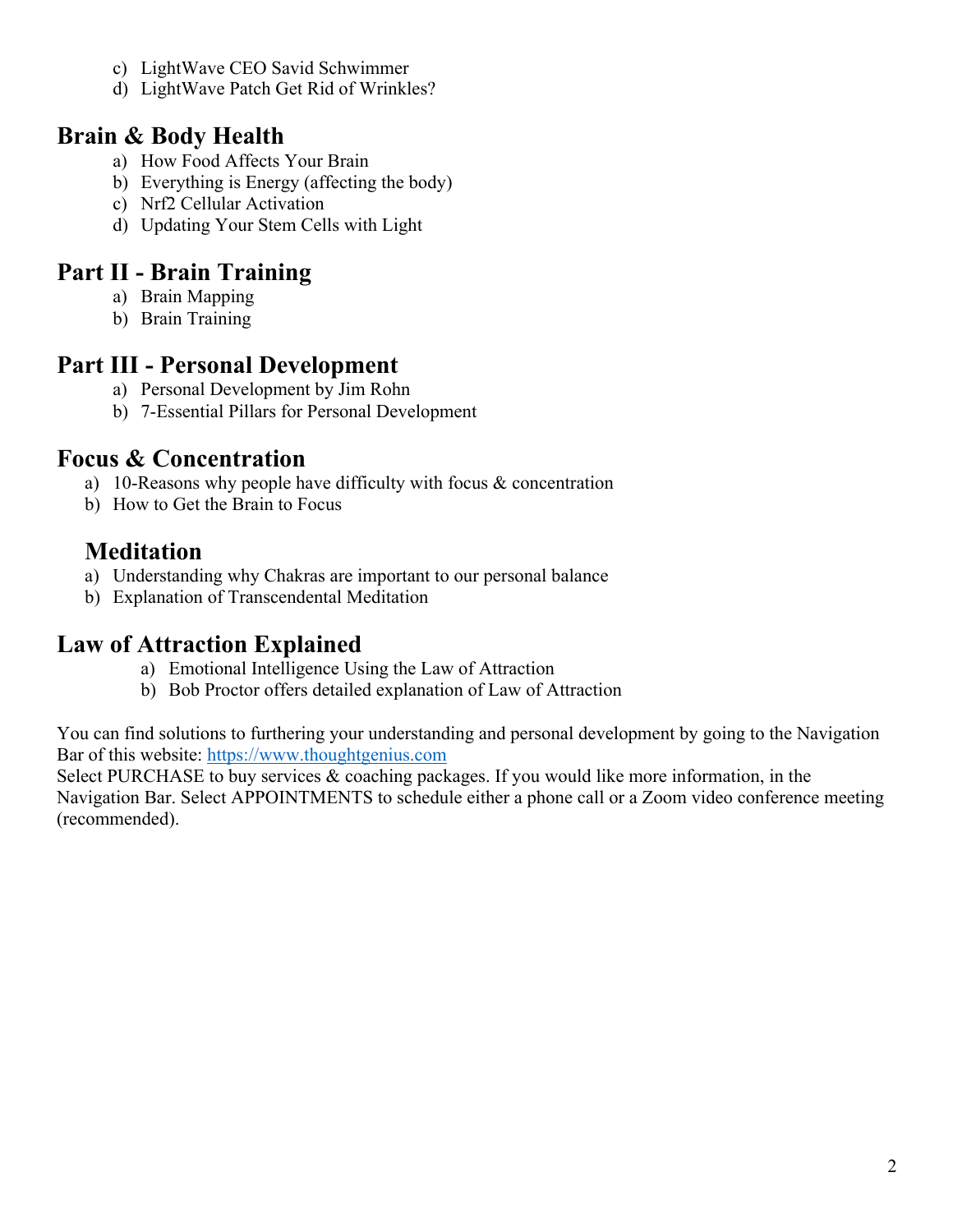c) LightWave CEO Savid Schwimmer
d) LightWave Patch Get Rid of Wrinkles?

## Brain & Body Health

a) How Food Affects Your Brain
b) Everything is Energy (affecting the body)
c) Nrf2 Cellular Activation
d) Updating Your Stem Cells with Light

## Part II - Brain Training

a) Brain Mapping
b) Brain Training

## Part III - Personal Development

a) Personal Development by Jim Rohn
b) 7-Essential Pillars for Personal Development

## Focus & Concentration

a) 10-Reasons why people have difficulty with focus & concentration
b) How to Get the Brain to Focus

## Meditation

a) Understanding why Chakras are important to our personal balance
b) Explanation of Transcendental Meditation

## Law of Attraction Explained

a) Emotional Intelligence Using the Law of Attraction
b) Bob Proctor offers detailed explanation of Law of Attraction

You can find solutions to furthering your understanding and personal development by going to the Navigation Bar of this website: [https://www.thoughtgenius.com](https://www.thoughtgenius.com)
Select PURCHASE to buy services & coaching packages. If you would like more information, in the Navigation Bar. Select APPOINTMENTS to schedule either a phone call or a Zoom video conference meeting (recommended).